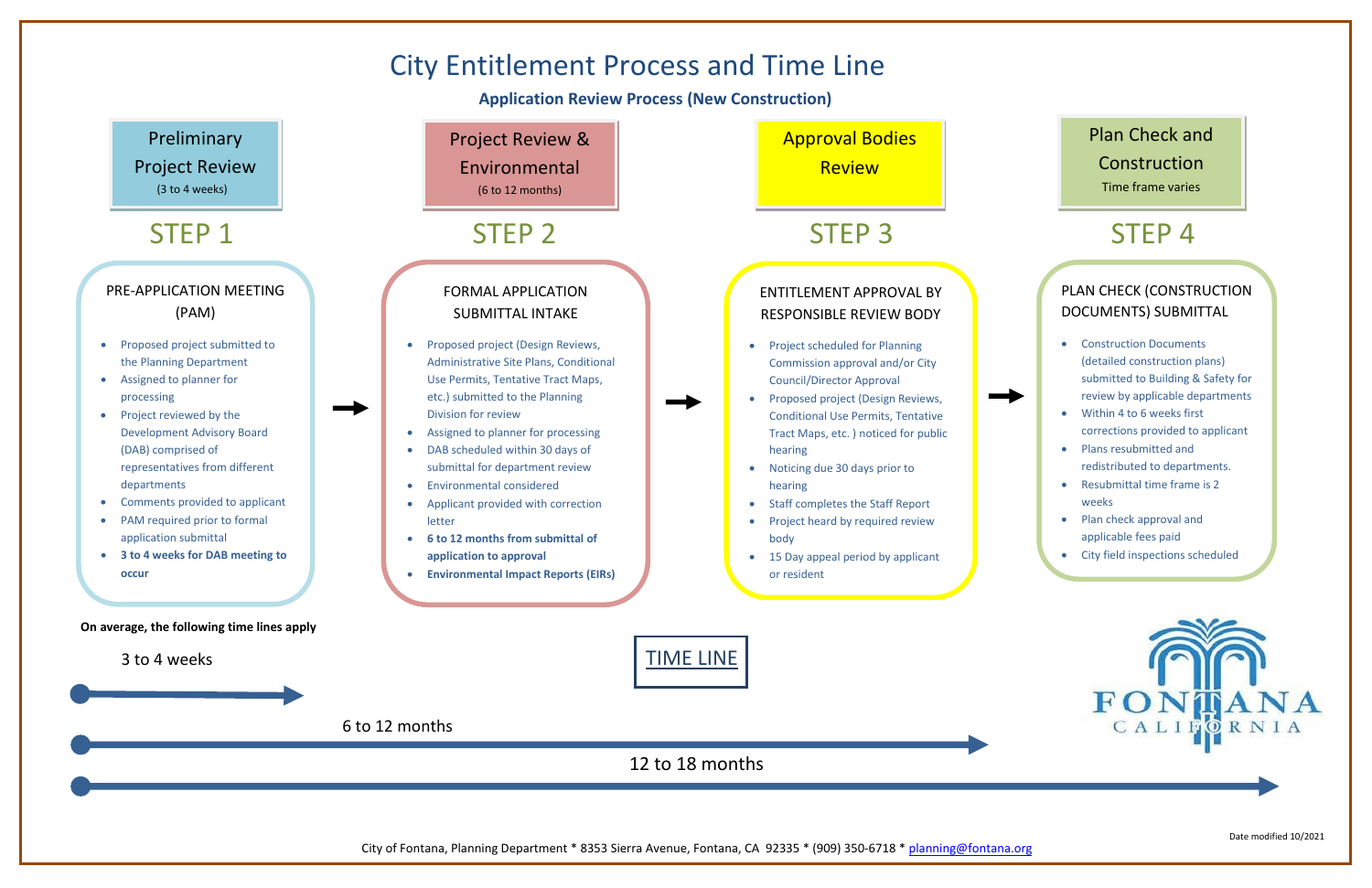# City Entitlement Process and Time Line

**Application Review Process (New Construction)**

## STEP 1 — Preliminary Project Review (3 to 4 weeks)

### PRE-APPLICATION MEETING (PAM)

- Proposed project submitted to the Planning Department
- Assigned to planner for processing
- Project reviewed by the Development Advisory Board (DAB) comprised of representatives from different departments
- Comments provided to applicant
- PAM required prior to formal application submittal
- **3 to 4 weeks for DAB meeting to occur**

## STEP 2 — Project Review & Environmental (6 to 12 months)

### FORMAL APPLICATION SUBMITTAL INTAKE

- Proposed project (Design Reviews, Administrative Site Plans, Conditional Use Permits, Tentative Tract Maps, etc.) submitted to the Planning Division for review
- Assigned to planner for processing
- DAB scheduled within 30 days of submittal for department review
- Environmental considered
- Applicant provided with correction letter
- **6 to 12 months from submittal of application to approval**
- **Environmental Impact Reports (EIRs)**

## STEP 3 — Approval Bodies Review

### ENTITLEMENT APPROVAL BY RESPONSIBLE REVIEW BODY

- Project scheduled for Planning Commission approval and/or City Council/Director Approval
- Proposed project (Design Reviews, Conditional Use Permits, Tentative Tract Maps, etc. ) noticed for public hearing
- Noticing due 30 days prior to hearing
- Staff completes the Staff Report
- Project heard by required review body
- 15 Day appeal period by applicant or resident

## STEP 4 — Plan Check and Construction (Time frame varies)

### PLAN CHECK (CONSTRUCTION DOCUMENTS) SUBMITTAL

- Construction Documents (detailed construction plans) submitted to Building & Safety for review by applicable departments
- Within 4 to 6 weeks first corrections provided to applicant
- Plans resubmitted and redistributed to departments.
- Resubmittal time frame is 2 weeks
- Plan check approval and applicable fees paid
- City field inspections scheduled

## TIME LINE

**On average, the following time lines apply**

- 3 to 4 weeks
- 6 to 12 months
- 12 to 18 months

FONTANA CALIFORNIA

Date modified 10/2021

City of Fontana, Planning Department * 8353 Sierra Avenue, Fontana, CA 92335 * (909) 350-6718 * planning@fontana.org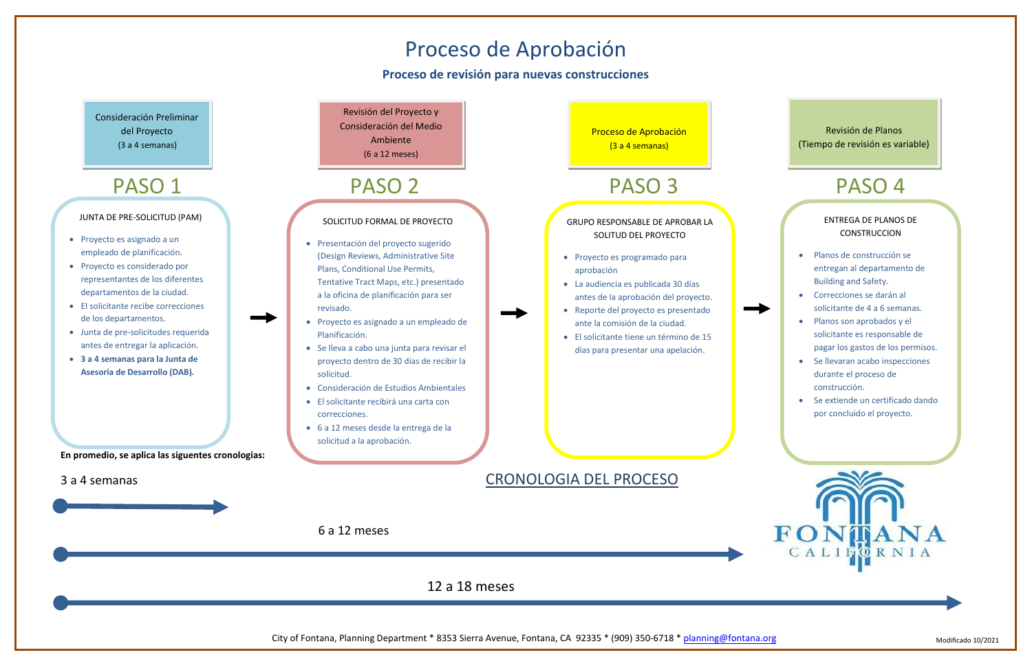# Proceso de Aprobación

## Proceso de revisión para nuevas construcciones

### PASO 1

**Consideración Preliminar del Proyecto**
(3 a 4 semanas)

JUNTA DE PRE-SOLICITUD (PAM)

- Proyecto es asignado a un empleado de planificación.
- Proyecto es considerado por representantes de los diferentes departamentos de la ciudad.
- El solicitante recibe correcciones de los departamentos.
- Junta de pre-solicitudes requerida antes de entregar la aplicación.
- **3 a 4 semanas para la Junta de Asesoría de Desarrollo (DAB).**

### PASO 2

**Revisión del Proyecto y Consideración del Medio Ambiente**
(6 a 12 meses)

SOLICITUD FORMAL DE PROYECTO

- Presentación del proyecto sugerido (Design Reviews, Administrative Site Plans, Conditional Use Permits, Tentative Tract Maps, etc.) presentado a la oficina de planificación para ser revisado.
- Proyecto es asignado a un empleado de Planificación.
- Se lleva a cabo una junta para revisar el proyecto dentro de 30 días de recibir la solicitud.
- Consideración de Estudios Ambientales
- El solicitante recibirá una carta con correcciones.
- 6 a 12 meses desde la entrega de la solicitud a la aprobación.

### PASO 3

**Proceso de Aprobación**
(3 a 4 semanas)

GRUPO RESPONSABLE DE APROBAR LA SOLITUD DEL PROYECTO

- Proyecto es programado para aprobación
- La audiencia es publicada 30 días antes de la aprobación del proyecto.
- Reporte del proyecto es presentado ante la comisión de la ciudad.
- El solicitante tiene un término de 15 días para presentar una apelación.

### PASO 4

**Revisión de Planos**
(Tiempo de revisión es variable)

ENTREGA DE PLANOS DE CONSTRUCCION

- Planos de construcción se entregan al departamento de Building and Safety.
- Correcciones se darán al solicitante de 4 a 6 semanas.
- Planos son aprobados y el solicitante es responsable de pagar los gastos de los permisos.
- Se llevaran acabo inspecciones durante el proceso de construcción.
- Se extiende un certificado dando por concluido el proyecto.

**En promedio, se aplica las siguentes cronologias:**

CRONOLOGIA DEL PROCESO

3 a 4 semanas

6 a 12 meses

12 a 18 meses

FONTANA CALIFORNIA

City of Fontana, Planning Department * 8353 Sierra Avenue, Fontana, CA 92335 * (909) 350-6718 * planning@fontana.org

Modificado 10/2021